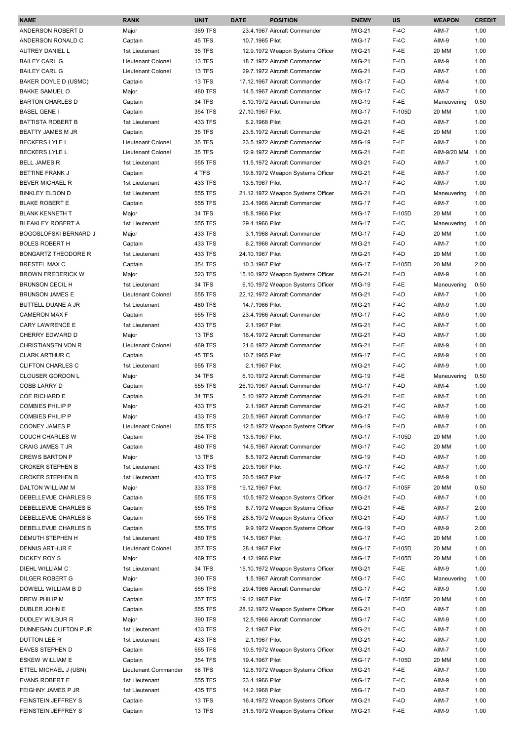| NAME | RANK | UNIT | DATE | POSITION | ENEMY | US | WEAPON | CREDIT |
|---|---|---|---|---|---|---|---|---|
| ANDERSON ROBERT D | Major | 389 TFS | 23.4.1967 | Aircraft Commander | MIG-21 | F-4C | AIM-7 | 1.00 |
| ANDERSON RONALD C | Captain | 45 TFS | 10.7.1965 | Pilot | MIG-17 | F-4C | AIM-9 | 1.00 |
| AUTREY DANIEL L | 1st Lieutenant | 35 TFS | 12.9.1972 | Weapon Systems Officer | MIG-21 | F-4E | 20 MM | 1.00 |
| BAILEY CARL G | Lieutenant Colonel | 13 TFS | 18.7.1972 | Aircraft Commander | MIG-21 | F-4D | AIM-9 | 1.00 |
| BAILEY CARL G | Lieutenant Colonel | 13 TFS | 29.7.1972 | Aircraft Commander | MIG-21 | F-4D | AIM-7 | 1.00 |
| BAKER DOYLE D (USMC) | Captain | 13 TFS | 17.12.1967 | Aircraft Commander | MIG-17 | F-4D | AIM-4 | 1.00 |
| BAKKE SAMUEL O | Major | 480 TFS | 14.5.1967 | Aircraft Commander | MIG-17 | F-4C | AIM-7 | 1.00 |
| BARTON CHARLES D | Captain | 34 TFS | 6.10.1972 | Aircraft Commander | MIG-19 | F-4E | Maneuvering | 0.50 |
| BASEL GENE I | Captain | 354 TFS | 27.10.1967 | Pilot | MIG-17 | F-105D | 20 MM | 1.00 |
| BATTISTA ROBERT B | 1st Lieutenant | 433 TFS | 6.2.1968 | Pilot | MIG-21 | F-4D | AIM-7 | 1.00 |
| BEATTY JAMES M JR | Captain | 35 TFS | 23.5.1972 | Aircraft Commander | MIG-21 | F-4E | 20 MM | 1.00 |
| BECKERS LYLE L | Lieutenant Colonel | 35 TFS | 23.5.1972 | Aircraft Commander | MIG-19 | F-4E | AIM-7 | 1.00 |
| BECKERS LYLE L | Lieutenant Colonel | 35 TFS | 12.9.1972 | Aircraft Commander | MIG-21 | F-4E | AIM-9/20 MM | 1.00 |
| BELL JAMES R | 1st Lieutenant | 555 TFS | 11.5.1972 | Aircraft Commander | MIG-21 | F-4D | AIM-7 | 1.00 |
| BETTINE FRANK J | Captain | 4 TFS | 19.8.1972 | Weapon Systems Officer | MIG-21 | F-4E | AIM-7 | 1.00 |
| BEVER MICHAEL R | 1st Lieutenant | 433 TFS | 13.5.1967 | Pilot | MIG-17 | F-4C | AIM-7 | 1.00 |
| BINKLEY ELDON D | 1st Lieutenant | 555 TFS | 21.12.1972 | Weapon Systems Officer | MIG-21 | F-4D | Maneuvering | 1.00 |
| BLAKE ROBERT E | Captain | 555 TFS | 23.4.1966 | Aircraft Commander | MIG-17 | F-4C | AIM-7 | 1.00 |
| BLANK KENNETH T | Major | 34 TFS | 18.8.1966 | Pilot | MIG-17 | F-105D | 20 MM | 1.00 |
| BLEAKLEY ROBERT A | 1st Lieutenant | 555 TFS | 29.4.1966 | Pilot | MIG-17 | F-4C | Maneuvering | 1.00 |
| BOGOSLOFSKI BERNARD J | Major | 433 TFS | 3.1.1968 | Aircraft Commander | MIG-17 | F-4D | 20 MM | 1.00 |
| BOLES ROBERT H | Captain | 433 TFS | 6.2.1968 | Aircraft Commander | MIG-21 | F-4D | AIM-7 | 1.00 |
| BONGARTZ THEODORE R | 1st Lieutenant | 433 TFS | 24.10.1967 | Pilot | MIG-21 | F-4D | 20 MM | 1.00 |
| BRESTEL MAX C | Captain | 354 TFS | 10.3.1967 | Pilot | MIG-17 | F-105D | 20 MM | 2.00 |
| BROWN FREDERICK W | Major | 523 TFS | 15.10.1972 | Weapon Systems Officer | MIG-21 | F-4D | AIM-9 | 1.00 |
| BRUNSON CECIL H | 1st Lieutenant | 34 TFS | 6.10.1972 | Weapon Systems Officer | MIG-19 | F-4E | Maneuvering | 0.50 |
| BRUNSON JAMES E | Lieutenant Colonel | 555 TFS | 22.12.1972 | Aircraft Commander | MIG-21 | F-4D | AIM-7 | 1.00 |
| BUTTELL DUANE A JR | 1st Lieutenant | 480 TFS | 14.7.1966 | Pilot | MIG-21 | F-4C | AIM-9 | 1.00 |
| CAMERON MAX F | Captain | 555 TFS | 23.4.1966 | Aircraft Commander | MIG-17 | F-4C | AIM-9 | 1.00 |
| CARY LAWRENCE E | 1st Lieutenant | 433 TFS | 2.1.1967 | Pilot | MIG-21 | F-4C | AIM-7 | 1.00 |
| CHERRY EDWARD D | Major | 13 TFS | 16.4.1972 | Aircraft Commander | MIG-21 | F-4D | AIM-7 | 1.00 |
| CHRISTIANSEN VON R | Lieutenant Colonel | 469 TFS | 21.6.1972 | Aircraft Commander | MIG-21 | F-4E | AIM-9 | 1.00 |
| CLARK ARTHUR C | Captain | 45 TFS | 10.7.1965 | Pilot | MIG-17 | F-4C | AIM-9 | 1.00 |
| CLIFTON CHARLES C | 1st Lieutenant | 555 TFS | 2.1.1967 | Pilot | MIG-21 | F-4C | AIM-9 | 1.00 |
| CLOUSER GORDON L | Major | 34 TFS | 6.10.1972 | Aircraft Commander | MIG-19 | F-4E | Maneuvering | 0.50 |
| COBB LARRY D | Captain | 555 TFS | 26.10.1967 | Aircraft Commander | MIG-17 | F-4D | AIM-4 | 1.00 |
| COE RICHARD E | Captain | 34 TFS | 5.10.1972 | Aircraft Commander | MIG-21 | F-4E | AIM-7 | 1.00 |
| COMBIES PHILIP P | Major | 433 TFS | 2.1.1967 | Aircraft Commander | MIG-21 | F-4C | AIM-7 | 1.00 |
| COMBIES PHILIP P | Major | 433 TFS | 20.5.1967 | Aircraft Commander | MIG-17 | F-4C | AIM-9 | 1.00 |
| COONEY JAMES P | Lieutenant Colonel | 555 TFS | 12.5.1972 | Weapon Systems Officer | MIG-19 | F-4D | AIM-7 | 1.00 |
| COUCH CHARLES W | Captain | 354 TFS | 13.5.1967 | Pilot | MIG-17 | F-105D | 20 MM | 1.00 |
| CRAIG JAMES T JR | Captain | 480 TFS | 14.5.1967 | Aircraft Commander | MIG-17 | F-4C | 20 MM | 1.00 |
| CREWS BARTON P | Major | 13 TFS | 8.5.1972 | Aircraft Commander | MIG-19 | F-4D | AIM-7 | 1.00 |
| CROKER STEPHEN B | 1st Lieutenant | 433 TFS | 20.5.1967 | Pilot | MIG-17 | F-4C | AIM-7 | 1.00 |
| CROKER STEPHEN B | 1st Lieutenant | 433 TFS | 20.5.1967 | Pilot | MIG-17 | F-4C | AIM-9 | 1.00 |
| DALTON WILLIAM M | Major | 333 TFS | 19.12.1967 | Pilot | MIG-17 | F-105F | 20 MM | 0.50 |
| DEBELLEVUE CHARLES B | Captain | 555 TFS | 10.5.1972 | Weapon Systems Officer | MIG-21 | F-4D | AIM-7 | 1.00 |
| DEBELLEVUE CHARLES B | Captain | 555 TFS | 8.7.1972 | Weapon Systems Officer | MIG-21 | F-4E | AIM-7 | 2.00 |
| DEBELLEVUE CHARLES B | Captain | 555 TFS | 28.8.1972 | Weapon Systems Officer | MIG-21 | F-4D | AIM-7 | 1.00 |
| DEBELLEVUE CHARLES B | Captain | 555 TFS | 9.9.1972 | Weapon Systems Officer | MIG-19 | F-4D | AIM-9 | 2.00 |
| DEMUTH STEPHEN H | 1st Lieutenant | 480 TFS | 14.5.1967 | Pilot | MIG-17 | F-4C | 20 MM | 1.00 |
| DENNIS ARTHUR F | Lieutenant Colonel | 357 TFS | 28.4.1967 | Pilot | MIG-17 | F-105D | 20 MM | 1.00 |
| DICKEY ROY S | Major | 469 TFS | 4.12.1966 | Pilot | MIG-17 | F-105D | 20 MM | 1.00 |
| DIEHL WILLIAM C | 1st Lieutenant | 34 TFS | 15.10.1972 | Weapon Systems Officer | MIG-21 | F-4E | AIM-9 | 1.00 |
| DILGER ROBERT G | Major | 390 TFS | 1.5.1967 | Aircraft Commander | MIG-17 | F-4C | Maneuvering | 1.00 |
| DOWELL WILLIAM B D | Captain | 555 TFS | 29.4.1966 | Aircraft Commander | MIG-17 | F-4C | AIM-9 | 1.00 |
| DREW PHILIP M | Captain | 357 TFS | 19.12.1967 | Pilot | MIG-17 | F-105F | 20 MM | 1.00 |
| DUBLER JOHN E | Captain | 555 TFS | 28.12.1972 | Weapon Systems Officer | MIG-21 | F-4D | AIM-7 | 1.00 |
| DUDLEY WILBUR R | Major | 390 TFS | 12.5.1966 | Aircraft Commander | MIG-17 | F-4C | AIM-9 | 1.00 |
| DUNNEGAN CLIFTON P JR | 1st Lieutenant | 433 TFS | 2.1.1967 | Pilot | MIG-21 | F-4C | AIM-7 | 1.00 |
| DUTTON LEE R | 1st Lieutenant | 433 TFS | 2.1.1967 | Pilot | MIG-21 | F-4C | AIM-7 | 1.00 |
| EAVES STEPHEN D | Captain | 555 TFS | 10.5.1972 | Weapon Systems Officer | MIG-21 | F-4D | AIM-7 | 1.00 |
| ESKEW WILLIAM E | Captain | 354 TFS | 19.4.1967 | Pilot | MIG-17 | F-105D | 20 MM | 1.00 |
| ETTEL MICHAEL J (USN) | Lieutenant Commander | 58 TFS | 12.8.1972 | Weapon Systems Officer | MIG-21 | F-4E | AIM-7 | 1.00 |
| EVANS ROBERT E | 1st Lieutenant | 555 TFS | 23.4.1966 | Pilot | MIG-17 | F-4C | AIM-9 | 1.00 |
| FEIGHNY JAMES P JR | 1st Lieutenant | 435 TFS | 14.2.1968 | Pilot | MIG-17 | F-4D | AIM-7 | 1.00 |
| FEINSTEIN JEFFREY S | Captain | 13 TFS | 16.4.1972 | Weapon Systems Officer | MIG-21 | F-4D | AIM-7 | 1.00 |
| FEINSTEIN JEFFREY S | Captain | 13 TFS | 31.5.1972 | Weapon Systems Officer | MIG-21 | F-4E | AIM-9 | 1.00 |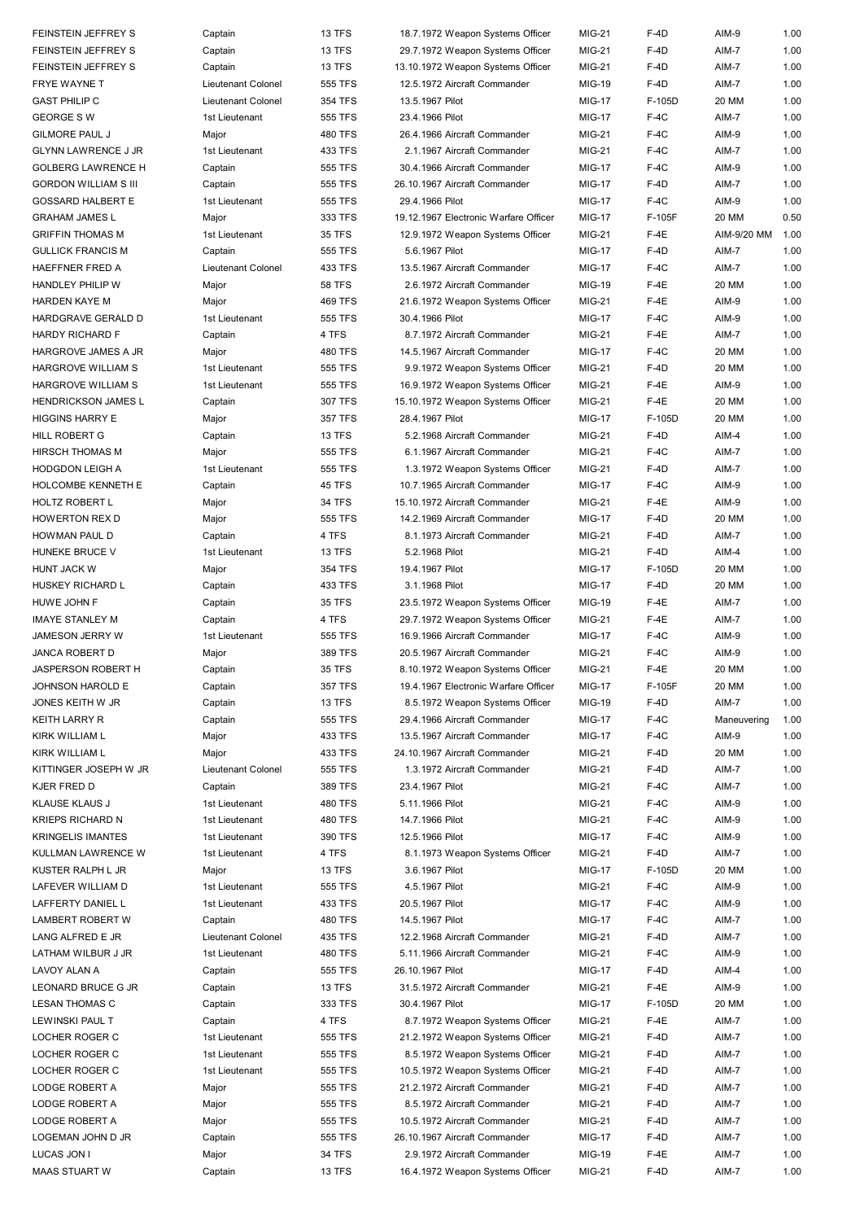| | | | | | | | |
|---|---|---|---|---|---|---|---|
| FEINSTEIN JEFFREY S | Captain | 13 TFS | 18.7.1972 Weapon Systems Officer | MIG-21 | F-4D | AIM-9 | 1.00 |
| FEINSTEIN JEFFREY S | Captain | 13 TFS | 29.7.1972 Weapon Systems Officer | MIG-21 | F-4D | AIM-7 | 1.00 |
| FEINSTEIN JEFFREY S | Captain | 13 TFS | 13.10.1972 Weapon Systems Officer | MIG-21 | F-4D | AIM-7 | 1.00 |
| FRYE WAYNE T | Lieutenant Colonel | 555 TFS | 12.5.1972 Aircraft Commander | MIG-19 | F-4D | AIM-7 | 1.00 |
| GAST PHILIP C | Lieutenant Colonel | 354 TFS | 13.5.1967 Pilot | MIG-17 | F-105D | 20 MM | 1.00 |
| GEORGE S W | 1st Lieutenant | 555 TFS | 23.4.1966 Pilot | MIG-17 | F-4C | AIM-7 | 1.00 |
| GILMORE PAUL J | Major | 480 TFS | 26.4.1966 Aircraft Commander | MIG-21 | F-4C | AIM-9 | 1.00 |
| GLYNN LAWRENCE J JR | 1st Lieutenant | 433 TFS | 2.1.1967 Aircraft Commander | MIG-21 | F-4C | AIM-7 | 1.00 |
| GOLBERG LAWRENCE H | Captain | 555 TFS | 30.4.1966 Aircraft Commander | MIG-17 | F-4C | AIM-9 | 1.00 |
| GORDON WILLIAM S III | Captain | 555 TFS | 26.10.1967 Aircraft Commander | MIG-17 | F-4D | AIM-7 | 1.00 |
| GOSSARD HALBERT E | 1st Lieutenant | 555 TFS | 29.4.1966 Pilot | MIG-17 | F-4C | AIM-9 | 1.00 |
| GRAHAM JAMES L | Major | 333 TFS | 19.12.1967 Electronic Warfare Officer | MIG-17 | F-105F | 20 MM | 0.50 |
| GRIFFIN THOMAS M | 1st Lieutenant | 35 TFS | 12.9.1972 Weapon Systems Officer | MIG-21 | F-4E | AIM-9/20 MM | 1.00 |
| GULLICK FRANCIS M | Captain | 555 TFS | 5.6.1967 Pilot | MIG-17 | F-4D | AIM-7 | 1.00 |
| HAEFFNER FRED A | Lieutenant Colonel | 433 TFS | 13.5.1967 Aircraft Commander | MIG-17 | F-4C | AIM-7 | 1.00 |
| HANDLEY PHILIP W | Major | 58 TFS | 2.6.1972 Aircraft Commander | MIG-19 | F-4E | 20 MM | 1.00 |
| HARDEN KAYE M | Major | 469 TFS | 21.6.1972 Weapon Systems Officer | MIG-21 | F-4E | AIM-9 | 1.00 |
| HARDGRAVE GERALD D | 1st Lieutenant | 555 TFS | 30.4.1966 Pilot | MIG-17 | F-4C | AIM-9 | 1.00 |
| HARDY RICHARD F | Captain | 4 TFS | 8.7.1972 Aircraft Commander | MIG-21 | F-4E | AIM-7 | 1.00 |
| HARGROVE JAMES A JR | Major | 480 TFS | 14.5.1967 Aircraft Commander | MIG-17 | F-4C | 20 MM | 1.00 |
| HARGROVE WILLIAM S | 1st Lieutenant | 555 TFS | 9.9.1972 Weapon Systems Officer | MIG-21 | F-4D | 20 MM | 1.00 |
| HARGROVE WILLIAM S | 1st Lieutenant | 555 TFS | 16.9.1972 Weapon Systems Officer | MIG-21 | F-4E | AIM-9 | 1.00 |
| HENDRICKSON JAMES L | Captain | 307 TFS | 15.10.1972 Weapon Systems Officer | MIG-21 | F-4E | 20 MM | 1.00 |
| HIGGINS HARRY E | Major | 357 TFS | 28.4.1967 Pilot | MIG-17 | F-105D | 20 MM | 1.00 |
| HILL ROBERT G | Captain | 13 TFS | 5.2.1968 Aircraft Commander | MIG-21 | F-4D | AIM-4 | 1.00 |
| HIRSCH THOMAS M | Major | 555 TFS | 6.1.1967 Aircraft Commander | MIG-21 | F-4C | AIM-7 | 1.00 |
| HODGDON LEIGH A | 1st Lieutenant | 555 TFS | 1.3.1972 Weapon Systems Officer | MIG-21 | F-4D | AIM-7 | 1.00 |
| HOLCOMBE KENNETH E | Captain | 45 TFS | 10.7.1965 Aircraft Commander | MIG-17 | F-4C | AIM-9 | 1.00 |
| HOLTZ ROBERT L | Major | 34 TFS | 15.10.1972 Aircraft Commander | MIG-21 | F-4E | AIM-9 | 1.00 |
| HOWERTON REX D | Major | 555 TFS | 14.2.1969 Aircraft Commander | MIG-17 | F-4D | 20 MM | 1.00 |
| HOWMAN PAUL D | Captain | 4 TFS | 8.1.1973 Aircraft Commander | MIG-21 | F-4D | AIM-7 | 1.00 |
| HUNEKE BRUCE V | 1st Lieutenant | 13 TFS | 5.2.1968 Pilot | MIG-21 | F-4D | AIM-4 | 1.00 |
| HUNT JACK W | Major | 354 TFS | 19.4.1967 Pilot | MIG-17 | F-105D | 20 MM | 1.00 |
| HUSKEY RICHARD L | Captain | 433 TFS | 3.1.1968 Pilot | MIG-17 | F-4D | 20 MM | 1.00 |
| HUWE JOHN F | Captain | 35 TFS | 23.5.1972 Weapon Systems Officer | MIG-19 | F-4E | AIM-7 | 1.00 |
| IMAYE STANLEY M | Captain | 4 TFS | 29.7.1972 Weapon Systems Officer | MIG-21 | F-4E | AIM-7 | 1.00 |
| JAMESON JERRY W | 1st Lieutenant | 555 TFS | 16.9.1966 Aircraft Commander | MIG-17 | F-4C | AIM-9 | 1.00 |
| JANCA ROBERT D | Major | 389 TFS | 20.5.1967 Aircraft Commander | MIG-21 | F-4C | AIM-9 | 1.00 |
| JASPERSON ROBERT H | Captain | 35 TFS | 8.10.1972 Weapon Systems Officer | MIG-21 | F-4E | 20 MM | 1.00 |
| JOHNSON HAROLD E | Captain | 357 TFS | 19.4.1967 Electronic Warfare Officer | MIG-17 | F-105F | 20 MM | 1.00 |
| JONES KEITH W JR | Captain | 13 TFS | 8.5.1972 Weapon Systems Officer | MIG-19 | F-4D | AIM-7 | 1.00 |
| KEITH LARRY R | Captain | 555 TFS | 29.4.1966 Aircraft Commander | MIG-17 | F-4C | Maneuvering | 1.00 |
| KIRK WILLIAM L | Major | 433 TFS | 13.5.1967 Aircraft Commander | MIG-17 | F-4C | AIM-9 | 1.00 |
| KIRK WILLIAM L | Major | 433 TFS | 24.10.1967 Aircraft Commander | MIG-21 | F-4D | 20 MM | 1.00 |
| KITTINGER JOSEPH W JR | Lieutenant Colonel | 555 TFS | 1.3.1972 Aircraft Commander | MIG-21 | F-4D | AIM-7 | 1.00 |
| KJER FRED D | Captain | 389 TFS | 23.4.1967 Pilot | MIG-21 | F-4C | AIM-7 | 1.00 |
| KLAUSE KLAUS J | 1st Lieutenant | 480 TFS | 5.11.1966 Pilot | MIG-21 | F-4C | AIM-9 | 1.00 |
| KRIEPS RICHARD N | 1st Lieutenant | 480 TFS | 14.7.1966 Pilot | MIG-21 | F-4C | AIM-9 | 1.00 |
| KRINGELIS IMANTES | 1st Lieutenant | 390 TFS | 12.5.1966 Pilot | MIG-17 | F-4C | AIM-9 | 1.00 |
| KULLMAN LAWRENCE W | 1st Lieutenant | 4 TFS | 8.1.1973 Weapon Systems Officer | MIG-21 | F-4D | AIM-7 | 1.00 |
| KUSTER RALPH L JR | Major | 13 TFS | 3.6.1967 Pilot | MIG-17 | F-105D | 20 MM | 1.00 |
| LAFEVER WILLIAM D | 1st Lieutenant | 555 TFS | 4.5.1967 Pilot | MIG-21 | F-4C | AIM-9 | 1.00 |
| LAFFERTY DANIEL L | 1st Lieutenant | 433 TFS | 20.5.1967 Pilot | MIG-17 | F-4C | AIM-9 | 1.00 |
| LAMBERT ROBERT W | Captain | 480 TFS | 14.5.1967 Pilot | MIG-17 | F-4C | AIM-7 | 1.00 |
| LANG ALFRED E JR | Lieutenant Colonel | 435 TFS | 12.2.1968 Aircraft Commander | MIG-21 | F-4D | AIM-7 | 1.00 |
| LATHAM WILBUR J JR | 1st Lieutenant | 480 TFS | 5.11.1966 Aircraft Commander | MIG-21 | F-4C | AIM-9 | 1.00 |
| LAVOY ALAN A | Captain | 555 TFS | 26.10.1967 Pilot | MIG-17 | F-4D | AIM-4 | 1.00 |
| LEONARD BRUCE G JR | Captain | 13 TFS | 31.5.1972 Aircraft Commander | MIG-21 | F-4E | AIM-9 | 1.00 |
| LESAN THOMAS C | Captain | 333 TFS | 30.4.1967 Pilot | MIG-17 | F-105D | 20 MM | 1.00 |
| LEWINSKI PAUL T | Captain | 4 TFS | 8.7.1972 Weapon Systems Officer | MIG-21 | F-4E | AIM-7 | 1.00 |
| LOCHER ROGER C | 1st Lieutenant | 555 TFS | 21.2.1972 Weapon Systems Officer | MIG-21 | F-4D | AIM-7 | 1.00 |
| LOCHER ROGER C | 1st Lieutenant | 555 TFS | 8.5.1972 Weapon Systems Officer | MIG-21 | F-4D | AIM-7 | 1.00 |
| LOCHER ROGER C | 1st Lieutenant | 555 TFS | 10.5.1972 Weapon Systems Officer | MIG-21 | F-4D | AIM-7 | 1.00 |
| LODGE ROBERT A | Major | 555 TFS | 21.2.1972 Aircraft Commander | MIG-21 | F-4D | AIM-7 | 1.00 |
| LODGE ROBERT A | Major | 555 TFS | 8.5.1972 Aircraft Commander | MIG-21 | F-4D | AIM-7 | 1.00 |
| LODGE ROBERT A | Major | 555 TFS | 10.5.1972 Aircraft Commander | MIG-21 | F-4D | AIM-7 | 1.00 |
| LOGEMAN JOHN D JR | Captain | 555 TFS | 26.10.1967 Aircraft Commander | MIG-17 | F-4D | AIM-7 | 1.00 |
| LUCAS JON I | Major | 34 TFS | 2.9.1972 Aircraft Commander | MIG-19 | F-4E | AIM-7 | 1.00 |
| MAAS STUART W | Captain | 13 TFS | 16.4.1972 Weapon Systems Officer | MIG-21 | F-4D | AIM-7 | 1.00 |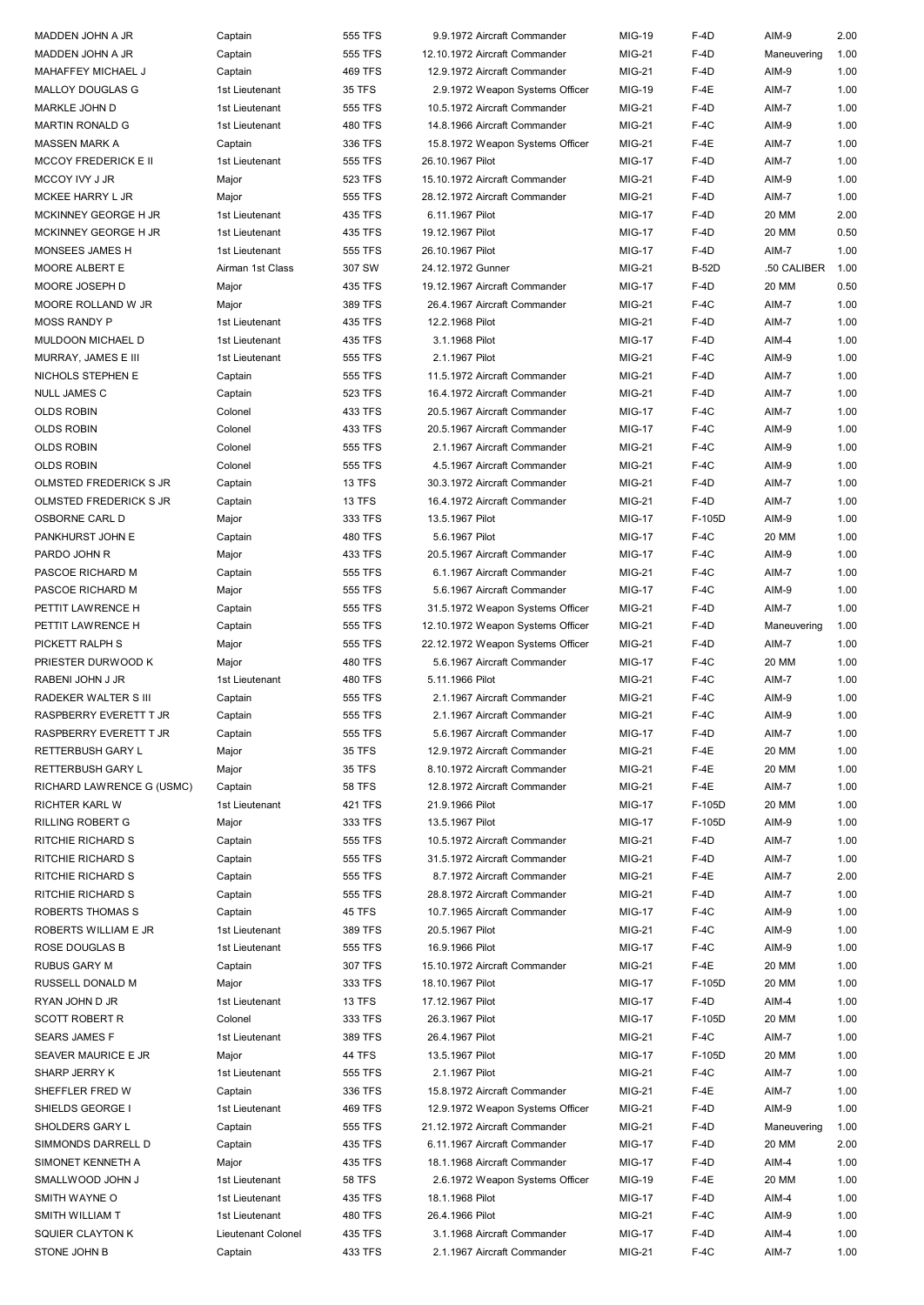| | | | | | | | |
|---|---|---|---|---|---|---|---|
| MADDEN JOHN A JR | Captain | 555 TFS | 9.9.1972 Aircraft Commander | MIG-19 | F-4D | AIM-9 | 2.00 |
| MADDEN JOHN A JR | Captain | 555 TFS | 12.10.1972 Aircraft Commander | MIG-21 | F-4D | Maneuvering | 1.00 |
| MAHAFFEY MICHAEL J | Captain | 469 TFS | 12.9.1972 Aircraft Commander | MIG-21 | F-4D | AIM-9 | 1.00 |
| MALLOY DOUGLAS G | 1st Lieutenant | 35 TFS | 2.9.1972 Weapon Systems Officer | MIG-19 | F-4E | AIM-7 | 1.00 |
| MARKLE JOHN D | 1st Lieutenant | 555 TFS | 10.5.1972 Aircraft Commander | MIG-21 | F-4D | AIM-7 | 1.00 |
| MARTIN RONALD G | 1st Lieutenant | 480 TFS | 14.8.1966 Aircraft Commander | MIG-21 | F-4C | AIM-9 | 1.00 |
| MASSEN MARK A | Captain | 336 TFS | 15.8.1972 Weapon Systems Officer | MIG-21 | F-4E | AIM-7 | 1.00 |
| MCCOY FREDERICK E II | 1st Lieutenant | 555 TFS | 26.10.1967 Pilot | MIG-17 | F-4D | AIM-7 | 1.00 |
| MCCOY IVY J JR | Major | 523 TFS | 15.10.1972 Aircraft Commander | MIG-21 | F-4D | AIM-9 | 1.00 |
| MCKEE HARRY L JR | Major | 555 TFS | 28.12.1972 Aircraft Commander | MIG-21 | F-4D | AIM-7 | 1.00 |
| MCKINNEY GEORGE H JR | 1st Lieutenant | 435 TFS | 6.11.1967 Pilot | MIG-17 | F-4D | 20 MM | 2.00 |
| MCKINNEY GEORGE H JR | 1st Lieutenant | 435 TFS | 19.12.1967 Pilot | MIG-17 | F-4D | 20 MM | 0.50 |
| MONSEES JAMES H | 1st Lieutenant | 555 TFS | 26.10.1967 Pilot | MIG-17 | F-4D | AIM-7 | 1.00 |
| MOORE ALBERT E | Airman 1st Class | 307 SW | 24.12.1972 Gunner | MIG-21 | B-52D | .50 CALIBER | 1.00 |
| MOORE JOSEPH D | Major | 435 TFS | 19.12.1967 Aircraft Commander | MIG-17 | F-4D | 20 MM | 0.50 |
| MOORE ROLLAND W JR | Major | 389 TFS | 26.4.1967 Aircraft Commander | MIG-21 | F-4C | AIM-7 | 1.00 |
| MOSS RANDY P | 1st Lieutenant | 435 TFS | 12.2.1968 Pilot | MIG-21 | F-4D | AIM-7 | 1.00 |
| MULDOON MICHAEL D | 1st Lieutenant | 435 TFS | 3.1.1968 Pilot | MIG-17 | F-4D | AIM-4 | 1.00 |
| MURRAY, JAMES E III | 1st Lieutenant | 555 TFS | 2.1.1967 Pilot | MIG-21 | F-4C | AIM-9 | 1.00 |
| NICHOLS STEPHEN E | Captain | 555 TFS | 11.5.1972 Aircraft Commander | MIG-21 | F-4D | AIM-7 | 1.00 |
| NULL JAMES C | Captain | 523 TFS | 16.4.1972 Aircraft Commander | MIG-21 | F-4D | AIM-7 | 1.00 |
| OLDS ROBIN | Colonel | 433 TFS | 20.5.1967 Aircraft Commander | MIG-17 | F-4C | AIM-7 | 1.00 |
| OLDS ROBIN | Colonel | 433 TFS | 20.5.1967 Aircraft Commander | MIG-17 | F-4C | AIM-9 | 1.00 |
| OLDS ROBIN | Colonel | 555 TFS | 2.1.1967 Aircraft Commander | MIG-21 | F-4C | AIM-9 | 1.00 |
| OLDS ROBIN | Colonel | 555 TFS | 4.5.1967 Aircraft Commander | MIG-21 | F-4C | AIM-9 | 1.00 |
| OLMSTED FREDERICK S JR | Captain | 13 TFS | 30.3.1972 Aircraft Commander | MIG-21 | F-4D | AIM-7 | 1.00 |
| OLMSTED FREDERICK S JR | Captain | 13 TFS | 16.4.1972 Aircraft Commander | MIG-21 | F-4D | AIM-7 | 1.00 |
| OSBORNE CARL D | Major | 333 TFS | 13.5.1967 Pilot | MIG-17 | F-105D | AIM-9 | 1.00 |
| PANKHURST JOHN E | Captain | 480 TFS | 5.6.1967 Pilot | MIG-17 | F-4C | 20 MM | 1.00 |
| PARDO JOHN R | Major | 433 TFS | 20.5.1967 Aircraft Commander | MIG-17 | F-4C | AIM-9 | 1.00 |
| PASCOE RICHARD M | Captain | 555 TFS | 6.1.1967 Aircraft Commander | MIG-21 | F-4C | AIM-7 | 1.00 |
| PASCOE RICHARD M | Major | 555 TFS | 5.6.1967 Aircraft Commander | MIG-17 | F-4C | AIM-9 | 1.00 |
| PETTIT LAWRENCE H | Captain | 555 TFS | 31.5.1972 Weapon Systems Officer | MIG-21 | F-4D | AIM-7 | 1.00 |
| PETTIT LAWRENCE H | Captain | 555 TFS | 12.10.1972 Weapon Systems Officer | MIG-21 | F-4D | Maneuvering | 1.00 |
| PICKETT RALPH S | Major | 555 TFS | 22.12.1972 Weapon Systems Officer | MIG-21 | F-4D | AIM-7 | 1.00 |
| PRIESTER DURWOOD K | Major | 480 TFS | 5.6.1967 Aircraft Commander | MIG-17 | F-4C | 20 MM | 1.00 |
| RABENI JOHN J JR | 1st Lieutenant | 480 TFS | 5.11.1966 Pilot | MIG-21 | F-4C | AIM-7 | 1.00 |
| RADEKER WALTER S III | Captain | 555 TFS | 2.1.1967 Aircraft Commander | MIG-21 | F-4C | AIM-9 | 1.00 |
| RASPBERRY EVERETT T JR | Captain | 555 TFS | 2.1.1967 Aircraft Commander | MIG-21 | F-4C | AIM-9 | 1.00 |
| RASPBERRY EVERETT T JR | Captain | 555 TFS | 5.6.1967 Aircraft Commander | MIG-17 | F-4D | AIM-7 | 1.00 |
| RETTERBUSH GARY L | Major | 35 TFS | 12.9.1972 Aircraft Commander | MIG-21 | F-4E | 20 MM | 1.00 |
| RETTERBUSH GARY L | Major | 35 TFS | 8.10.1972 Aircraft Commander | MIG-21 | F-4E | 20 MM | 1.00 |
| RICHARD LAWRENCE G (USMC) | Captain | 58 TFS | 12.8.1972 Aircraft Commander | MIG-21 | F-4E | AIM-7 | 1.00 |
| RICHTER KARL W | 1st Lieutenant | 421 TFS | 21.9.1966 Pilot | MIG-17 | F-105D | 20 MM | 1.00 |
| RILLING ROBERT G | Major | 333 TFS | 13.5.1967 Pilot | MIG-17 | F-105D | AIM-9 | 1.00 |
| RITCHIE RICHARD S | Captain | 555 TFS | 10.5.1972 Aircraft Commander | MIG-21 | F-4D | AIM-7 | 1.00 |
| RITCHIE RICHARD S | Captain | 555 TFS | 31.5.1972 Aircraft Commander | MIG-21 | F-4D | AIM-7 | 1.00 |
| RITCHIE RICHARD S | Captain | 555 TFS | 8.7.1972 Aircraft Commander | MIG-21 | F-4E | AIM-7 | 2.00 |
| RITCHIE RICHARD S | Captain | 555 TFS | 28.8.1972 Aircraft Commander | MIG-21 | F-4D | AIM-7 | 1.00 |
| ROBERTS THOMAS S | Captain | 45 TFS | 10.7.1965 Aircraft Commander | MIG-17 | F-4C | AIM-9 | 1.00 |
| ROBERTS WILLIAM E JR | 1st Lieutenant | 389 TFS | 20.5.1967 Pilot | MIG-21 | F-4C | AIM-9 | 1.00 |
| ROSE DOUGLAS B | 1st Lieutenant | 555 TFS | 16.9.1966 Pilot | MIG-17 | F-4C | AIM-9 | 1.00 |
| RUBUS GARY M | Captain | 307 TFS | 15.10.1972 Aircraft Commander | MIG-21 | F-4E | 20 MM | 1.00 |
| RUSSELL DONALD M | Major | 333 TFS | 18.10.1967 Pilot | MIG-17 | F-105D | 20 MM | 1.00 |
| RYAN JOHN D JR | 1st Lieutenant | 13 TFS | 17.12.1967 Pilot | MIG-17 | F-4D | AIM-4 | 1.00 |
| SCOTT ROBERT R | Colonel | 333 TFS | 26.3.1967 Pilot | MIG-17 | F-105D | 20 MM | 1.00 |
| SEARS JAMES F | 1st Lieutenant | 389 TFS | 26.4.1967 Pilot | MIG-21 | F-4C | AIM-7 | 1.00 |
| SEAVER MAURICE E JR | Major | 44 TFS | 13.5.1967 Pilot | MIG-17 | F-105D | 20 MM | 1.00 |
| SHARP JERRY K | 1st Lieutenant | 555 TFS | 2.1.1967 Pilot | MIG-21 | F-4C | AIM-7 | 1.00 |
| SHEFFLER FRED W | Captain | 336 TFS | 15.8.1972 Aircraft Commander | MIG-21 | F-4E | AIM-7 | 1.00 |
| SHIELDS GEORGE I | 1st Lieutenant | 469 TFS | 12.9.1972 Weapon Systems Officer | MIG-21 | F-4D | AIM-9 | 1.00 |
| SHOLDERS GARY L | Captain | 555 TFS | 21.12.1972 Aircraft Commander | MIG-21 | F-4D | Maneuvering | 1.00 |
| SIMMONDS DARRELL D | Captain | 435 TFS | 6.11.1967 Aircraft Commander | MIG-17 | F-4D | 20 MM | 2.00 |
| SIMONET KENNETH A | Major | 435 TFS | 18.1.1968 Aircraft Commander | MIG-17 | F-4D | AIM-4 | 1.00 |
| SMALLWOOD JOHN J | 1st Lieutenant | 58 TFS | 2.6.1972 Weapon Systems Officer | MIG-19 | F-4E | 20 MM | 1.00 |
| SMITH WAYNE O | 1st Lieutenant | 435 TFS | 18.1.1968 Pilot | MIG-17 | F-4D | AIM-4 | 1.00 |
| SMITH WILLIAM T | 1st Lieutenant | 480 TFS | 26.4.1966 Pilot | MIG-21 | F-4C | AIM-9 | 1.00 |
| SQUIER CLAYTON K | Lieutenant Colonel | 435 TFS | 3.1.1968 Aircraft Commander | MIG-17 | F-4D | AIM-4 | 1.00 |
| STONE JOHN B | Captain | 433 TFS | 2.1.1967 Aircraft Commander | MIG-21 | F-4C | AIM-7 | 1.00 |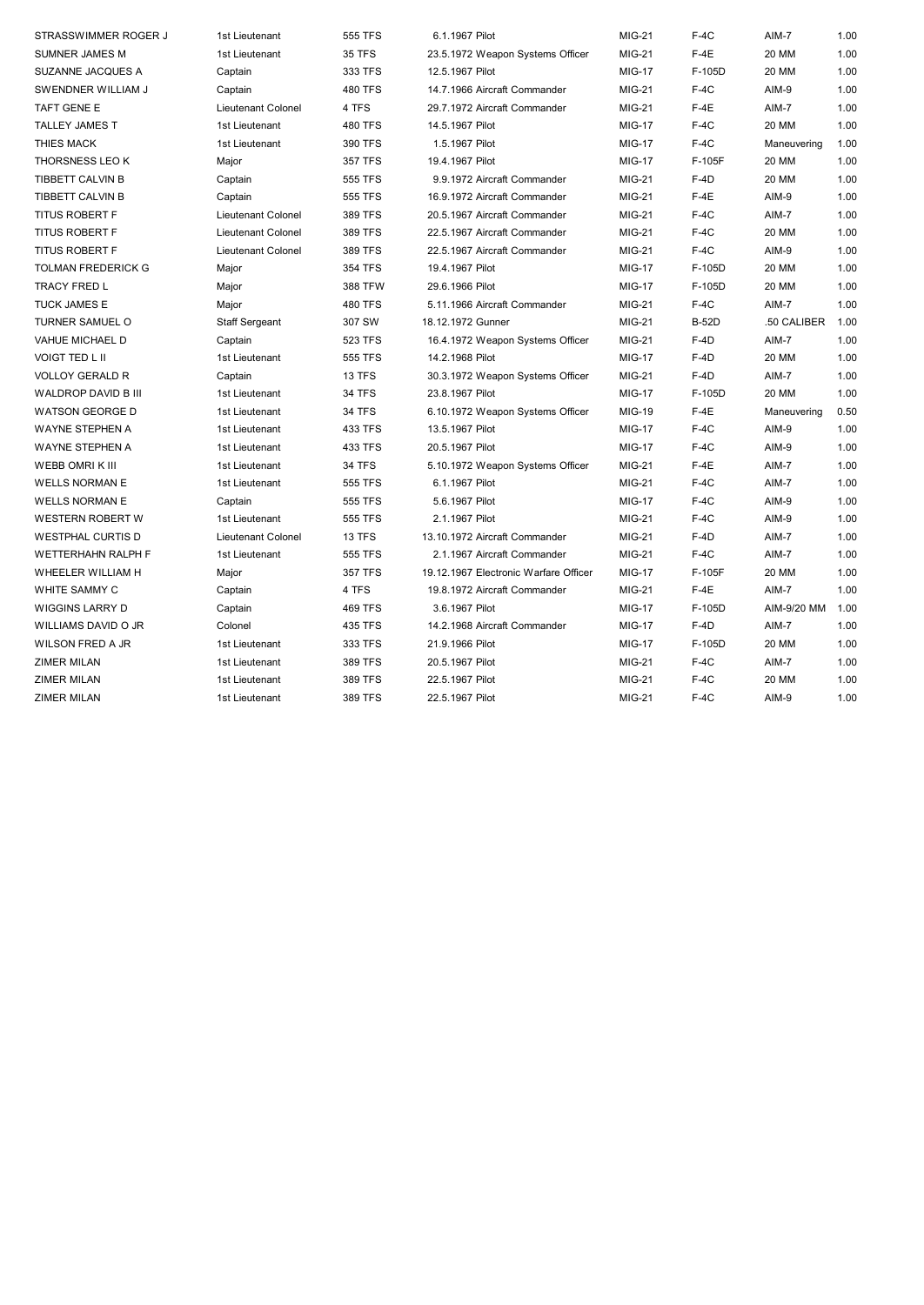| | | | | | | | |
|---|---|---|---|---|---|---|---|
| STRASSWIMMER ROGER J | 1st Lieutenant | 555 TFS | 6.1.1967 Pilot | MIG-21 | F-4C | AIM-7 | 1.00 |
| SUMNER JAMES M | 1st Lieutenant | 35 TFS | 23.5.1972 Weapon Systems Officer | MIG-21 | F-4E | 20 MM | 1.00 |
| SUZANNE JACQUES A | Captain | 333 TFS | 12.5.1967 Pilot | MIG-17 | F-105D | 20 MM | 1.00 |
| SWENDNER WILLIAM J | Captain | 480 TFS | 14.7.1966 Aircraft Commander | MIG-21 | F-4C | AIM-9 | 1.00 |
| TAFT GENE E | Lieutenant Colonel | 4 TFS | 29.7.1972 Aircraft Commander | MIG-21 | F-4E | AIM-7 | 1.00 |
| TALLEY JAMES T | 1st Lieutenant | 480 TFS | 14.5.1967 Pilot | MIG-17 | F-4C | 20 MM | 1.00 |
| THIES MACK | 1st Lieutenant | 390 TFS | 1.5.1967 Pilot | MIG-17 | F-4C | Maneuvering | 1.00 |
| THORSNESS LEO K | Major | 357 TFS | 19.4.1967 Pilot | MIG-17 | F-105F | 20 MM | 1.00 |
| TIBBETT CALVIN B | Captain | 555 TFS | 9.9.1972 Aircraft Commander | MIG-21 | F-4D | 20 MM | 1.00 |
| TIBBETT CALVIN B | Captain | 555 TFS | 16.9.1972 Aircraft Commander | MIG-21 | F-4E | AIM-9 | 1.00 |
| TITUS ROBERT F | Lieutenant Colonel | 389 TFS | 20.5.1967 Aircraft Commander | MIG-21 | F-4C | AIM-7 | 1.00 |
| TITUS ROBERT F | Lieutenant Colonel | 389 TFS | 22.5.1967 Aircraft Commander | MIG-21 | F-4C | 20 MM | 1.00 |
| TITUS ROBERT F | Lieutenant Colonel | 389 TFS | 22.5.1967 Aircraft Commander | MIG-21 | F-4C | AIM-9 | 1.00 |
| TOLMAN FREDERICK G | Major | 354 TFS | 19.4.1967 Pilot | MIG-17 | F-105D | 20 MM | 1.00 |
| TRACY FRED L | Major | 388 TFW | 29.6.1966 Pilot | MIG-17 | F-105D | 20 MM | 1.00 |
| TUCK JAMES E | Major | 480 TFS | 5.11.1966 Aircraft Commander | MIG-21 | F-4C | AIM-7 | 1.00 |
| TURNER SAMUEL O | Staff Sergeant | 307 SW | 18.12.1972 Gunner | MIG-21 | B-52D | .50 CALIBER | 1.00 |
| VAHUE MICHAEL D | Captain | 523 TFS | 16.4.1972 Weapon Systems Officer | MIG-21 | F-4D | AIM-7 | 1.00 |
| VOIGT TED L II | 1st Lieutenant | 555 TFS | 14.2.1968 Pilot | MIG-17 | F-4D | 20 MM | 1.00 |
| VOLLOY GERALD R | Captain | 13 TFS | 30.3.1972 Weapon Systems Officer | MIG-21 | F-4D | AIM-7 | 1.00 |
| WALDROP DAVID B III | 1st Lieutenant | 34 TFS | 23.8.1967 Pilot | MIG-17 | F-105D | 20 MM | 1.00 |
| WATSON GEORGE D | 1st Lieutenant | 34 TFS | 6.10.1972 Weapon Systems Officer | MIG-19 | F-4E | Maneuvering | 0.50 |
| WAYNE STEPHEN A | 1st Lieutenant | 433 TFS | 13.5.1967 Pilot | MIG-17 | F-4C | AIM-9 | 1.00 |
| WAYNE STEPHEN A | 1st Lieutenant | 433 TFS | 20.5.1967 Pilot | MIG-17 | F-4C | AIM-9 | 1.00 |
| WEBB OMRI K III | 1st Lieutenant | 34 TFS | 5.10.1972 Weapon Systems Officer | MIG-21 | F-4E | AIM-7 | 1.00 |
| WELLS NORMAN E | 1st Lieutenant | 555 TFS | 6.1.1967 Pilot | MIG-21 | F-4C | AIM-7 | 1.00 |
| WELLS NORMAN E | Captain | 555 TFS | 5.6.1967 Pilot | MIG-17 | F-4C | AIM-9 | 1.00 |
| WESTERN ROBERT W | 1st Lieutenant | 555 TFS | 2.1.1967 Pilot | MIG-21 | F-4C | AIM-9 | 1.00 |
| WESTPHAL CURTIS D | Lieutenant Colonel | 13 TFS | 13.10.1972 Aircraft Commander | MIG-21 | F-4D | AIM-7 | 1.00 |
| WETTERHAHN RALPH F | 1st Lieutenant | 555 TFS | 2.1.1967 Aircraft Commander | MIG-21 | F-4C | AIM-7 | 1.00 |
| WHEELER WILLIAM H | Major | 357 TFS | 19.12.1967 Electronic Warfare Officer | MIG-17 | F-105F | 20 MM | 1.00 |
| WHITE SAMMY C | Captain | 4 TFS | 19.8.1972 Aircraft Commander | MIG-21 | F-4E | AIM-7 | 1.00 |
| WIGGINS LARRY D | Captain | 469 TFS | 3.6.1967 Pilot | MIG-17 | F-105D | AIM-9/20 MM | 1.00 |
| WILLIAMS DAVID O JR | Colonel | 435 TFS | 14.2.1968 Aircraft Commander | MIG-17 | F-4D | AIM-7 | 1.00 |
| WILSON FRED A JR | 1st Lieutenant | 333 TFS | 21.9.1966 Pilot | MIG-17 | F-105D | 20 MM | 1.00 |
| ZIMER MILAN | 1st Lieutenant | 389 TFS | 20.5.1967 Pilot | MIG-21 | F-4C | AIM-7 | 1.00 |
| ZIMER MILAN | 1st Lieutenant | 389 TFS | 22.5.1967 Pilot | MIG-21 | F-4C | 20 MM | 1.00 |
| ZIMER MILAN | 1st Lieutenant | 389 TFS | 22.5.1967 Pilot | MIG-21 | F-4C | AIM-9 | 1.00 |